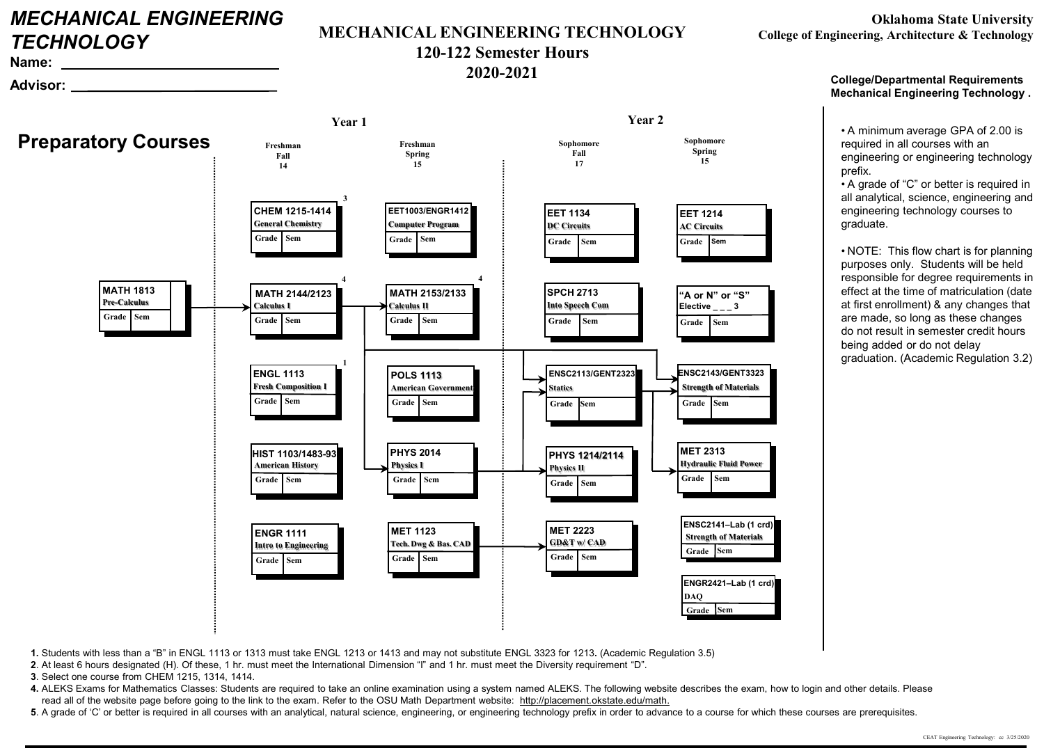# MECHANICAL ENGINEERING TECHNOLOGY

Name: ___________________________

Advisor: ___________________________

## MECHANICAL ENGINEERING TECHNOLOGY
## 120-122 Semester Hours
## 2020-2021

**Oklahoma State University**
**College of Engineering, Architecture & Technology**

## Preparatory Courses

**MATH 1813** Pre-Calculus — Grade | Sem

### Year 1

**Freshman Fall 14**

- **CHEM 1215-1414** [3] General Chemistry — Grade | Sem
- **MATH 2144/2123** [4] Calculus I — Grade | Sem
- **ENGL 1113** [1] Fresh Composition I — Grade | Sem
- **HIST 1103/1483-93** American History — Grade | Sem
- **ENGR 1111** Intro to Engineering — Grade | Sem

**Freshman Spring 15**

- **EET1003/ENGR1412** Computer Program — Grade | Sem
- **MATH 2153/2133** [4] Calculus II — Grade | Sem
- **POLS 1113** American Government — Grade | Sem
- **PHYS 2014** Physics I — Grade | Sem
- **MET 1123** Tech. Dwg & Bas. CAD — Grade | Sem

### Year 2

**Sophomore Fall 17**

- **EET 1134** DC Circuits — Grade | Sem
- **SPCH 2713** Into Speech Com — Grade | Sem
- **ENSC2113/GENT2323** Statics — Grade | Sem
- **PHYS 1214/2114** Physics II — Grade | Sem
- **MET 2223** GD&T w/ CAD — Grade | Sem

**Sophomore Spring 15**

- **EET 1214** AC Circuits — Grade | Sem
- **"A or N" or "S"** Elective _ _ _ 3 — Grade | Sem
- **ENSC2143/GENT3323** Strength of Materials — Grade | Sem
- **MET 2313** Hydraulic Fluid Power — Grade | Sem
- **ENSC2141–Lab (1 crd)** Strength of Materials — Grade | Sem
- **ENGR2421–Lab (1 crd)** DAQ — Grade | Sem

### College/Departmental Requirements Mechanical Engineering Technology .

- A minimum average GPA of 2.00 is required in all courses with an engineering or engineering technology prefix.
- A grade of "C" or better is required in all analytical, science, engineering and engineering technology courses to graduate.
- NOTE: This flow chart is for planning purposes only. Students will be held responsible for degree requirements in effect at the time of matriculation (date at first enrollment) & any changes that are made, so long as these changes do not result in semester credit hours being added or do not delay graduation. (Academic Regulation 3.2)

**1.** Students with less than a "B" in ENGL 1113 or 1313 must take ENGL 1213 or 1413 and may not substitute ENGL 3323 for 1213. (Academic Regulation 3.5)
**2**. At least 6 hours designated (H). Of these, 1 hr. must meet the International Dimension "I" and 1 hr. must meet the Diversity requirement "D".
**3**. Select one course from CHEM 1215, 1314, 1414.
**4.** ALEKS Exams for Mathematics Classes: Students are required to take an online examination using a system named ALEKS. The following website describes the exam, how to login and other details. Please read all of the website page before going to the link to the exam. Refer to the OSU Math Department website: http://placement.okstate.edu/math.
**5**. A grade of 'C' or better is required in all courses with an analytical, natural science, engineering, or engineering technology prefix in order to advance to a course for which these courses are prerequisites.

CEAT Engineering Technology: cc 3/25/2020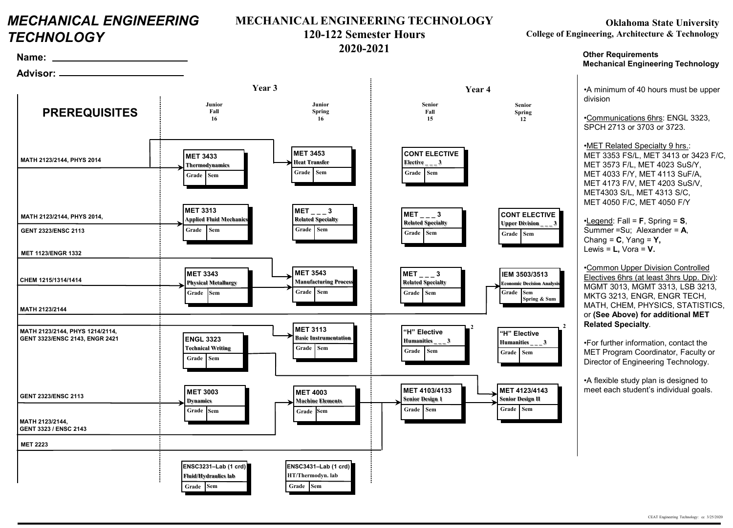# MECHANICAL ENGINEERING TECHNOLOGY

**Name:** ______________________

**Advisor:** ______________________

## MECHANICAL ENGINEERING TECHNOLOGY
### 120-122 Semester Hours
### 2020-2021

**Oklahoma State University**
**College of Engineering, Architecture & Technology**

| PREREQUISITES | Year 3: Junior Fall 16 | Year 3: Junior Spring 16 | Year 4: Senior Fall 15 | Year 4: Senior Spring 12 |
|---|---|---|---|---|
| MATH 2123/2144, PHYS 2014 | MET 3433 Thermodynamics (Grade / Sem) | MET 3453 Heat Transfer (Grade / Sem) | CONT ELECTIVE Elective _ _ _ 3 (Grade / Sem) | |
| MATH 2123/2144, PHYS 2014, GENT 2323/ENSC 2113, MET 1123/ENGR 1332 | MET 3313 Applied Fluid Mechanics (Grade / Sem) | MET _ _ _ 3 Related Specialty (Grade / Sem) | MET _ _ _ 3 Related Specialty (Grade / Sem) | CONT ELECTIVE Upper Division _ _ _ 3 (Grade / Sem) |
| CHEM 1215/1314/1414; MATH 2123/2144 | MET 3343 Physical Metallurgy (Grade / Sem) | MET 3543 Manufacturing Process (Grade / Sem) | MET _ _ _ 3 Related Specialty (Grade / Sem) | IEM 3503/3513 Economic Decision Analysis (Grade / Sem Spring & Sum) |
| MATH 2123/2144, PHYS 1214/2114, GENT 3323/ENSC 2143, ENGR 2421 | ENGL 3323 Technical Writing (Grade / Sem) | MET 3113 Basic Instrumentation (Grade / Sem) | "H" Elective Humanities _ _ _ 3 (Grade / Sem) [2] | "H" Elective Humanities _ _ _ 3 (Grade / Sem) [2] |
| GENT 2323/ENSC 2113; MATH 2123/2144, GENT 3323 / ENSC 2143; MET 2223 | MET 3003 Dynamics (Grade / Sem) | MET 4003 Machine Elements (Grade / Sem) | MET 4103/4133 Senior Design 1 (Grade / Sem) | MET 4123/4143 Senior Design II (Grade / Sem) |
| | ENSC3231–Lab (1 crd) Fluid/Hydraulics lab (Grade / Sem) | ENSC3431–Lab (1 crd) HT/Thermodyn. lab (Grade / Sem) | | |

## Other Requirements
### Mechanical Engineering Technology

- A minimum of 40 hours must be upper division
- Communications 6hrs: ENGL 3323, SPCH 2713 or 3703 or 3723.
- MET Related Specialty 9 hrs.: MET 3353 FS/L, MET 3413 or 3423 F/C, MET 3573 F/L, MET 4023 SuS/Y, MET 4033 F/Y, MET 4113 SuF/A, MET 4173 F/V, MET 4203 SuS/V, MET4303 S/L, MET 4313 S/C, MET 4050 F/C, MET 4050 F/Y
- Legend: Fall = **F**, Spring = **S**, Summer =Su; Alexander = **A**, Chang = **C**, Yang = **Y,** Lewis = **L,** Vora = **V.**
- Common Upper Division Controlled Electives 6hrs (at least 3hrs Upp. Div): MGMT 3013, MGMT 3313, LSB 3213, MKTG 3213, ENGR, ENGR TECH, MATH, CHEM, PHYSICS, STATISTICS, or **(See Above) for additional MET Related Specialty**.
- For further information, contact the MET Program Coordinator, Faculty or Director of Engineering Technology.
- A flexible study plan is designed to meet each student's individual goals.

CEAT Engineering Technology: cc 3/25/2020